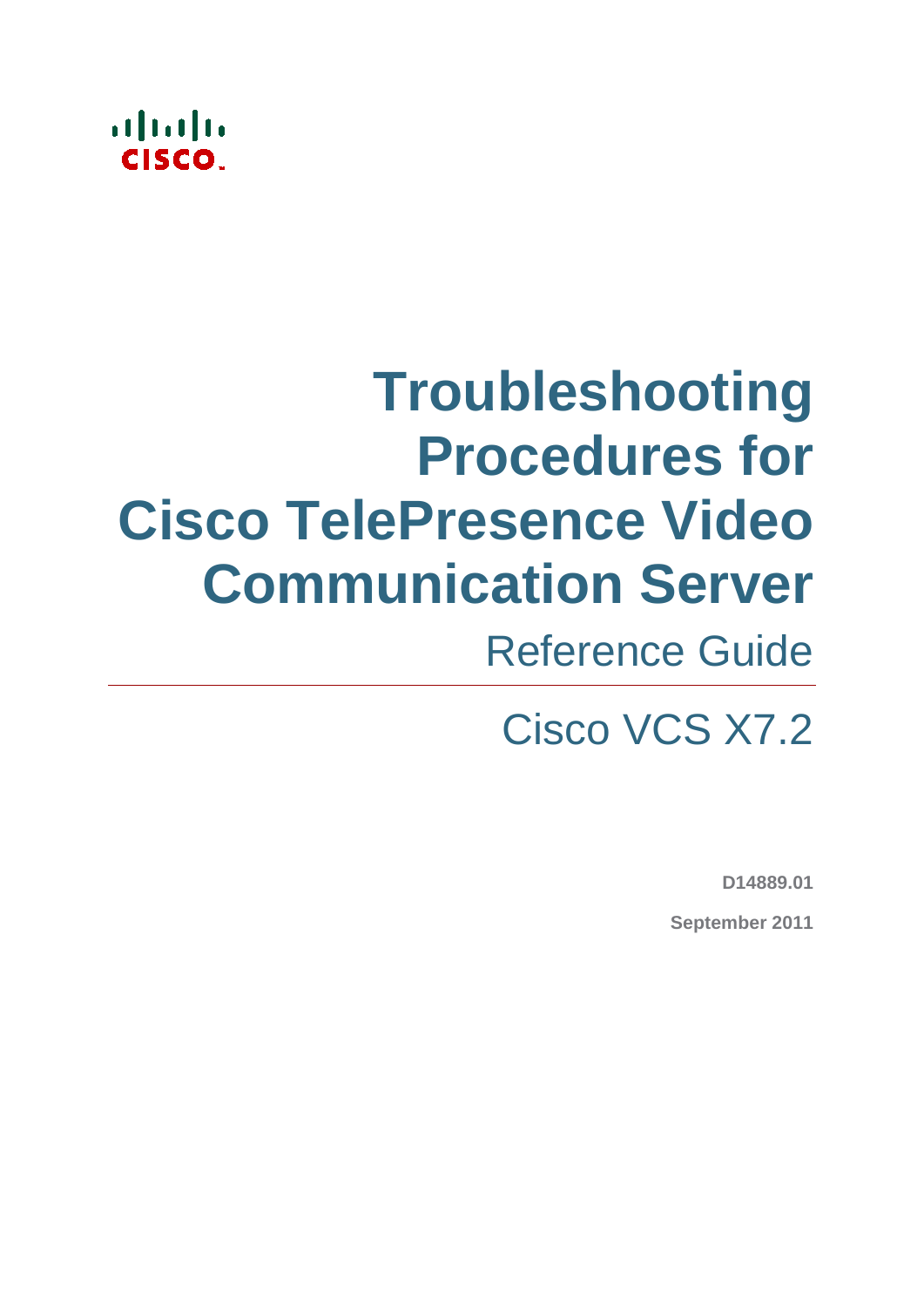# Troubleshooting Procedures for Cisco TelePresence Video Communication Server

Reference Guide

Cisco VCS X7.2

**D14889.01**

**September 2011**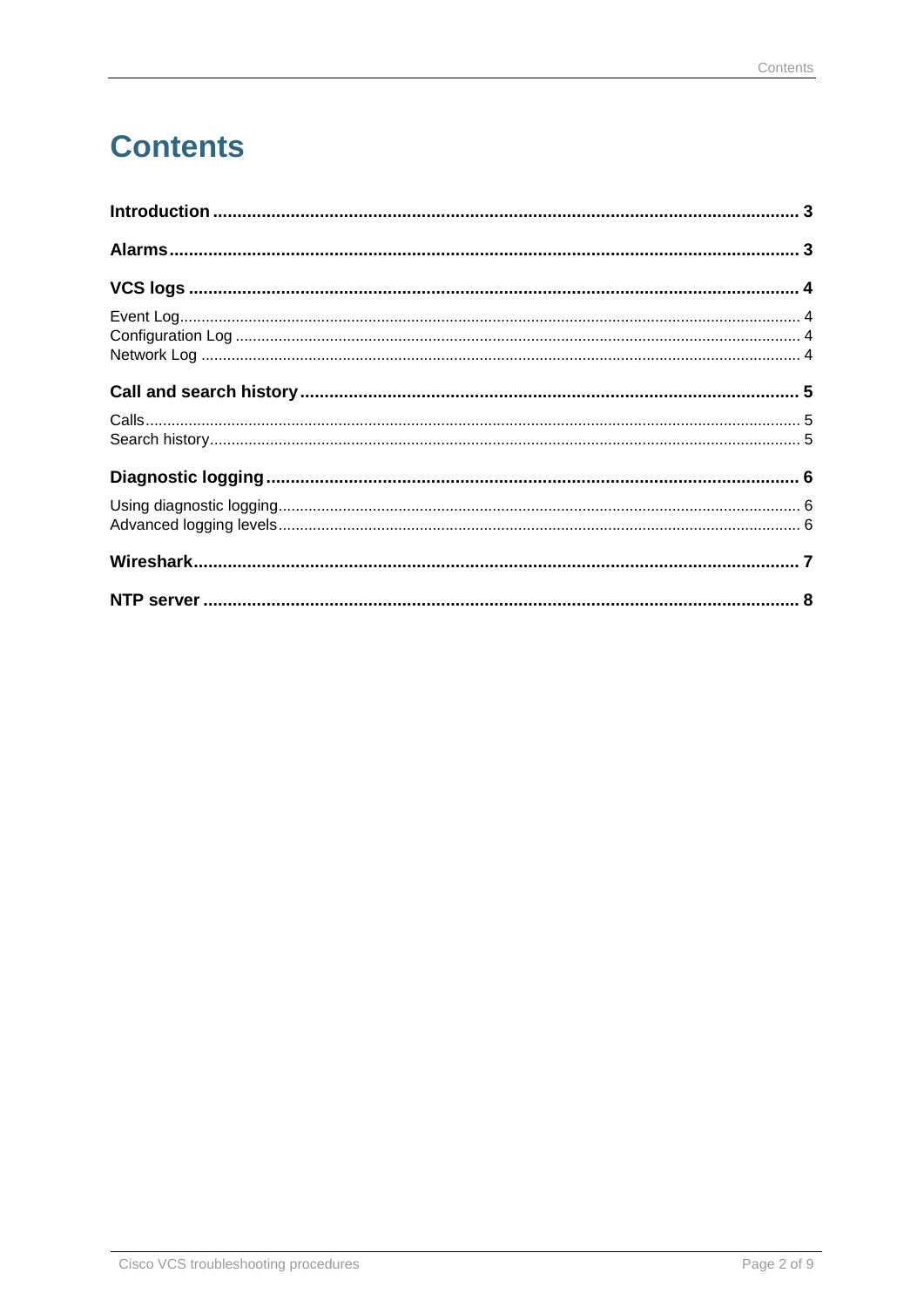# Contents

**Introduction** ........................................................................................................................ **3**

**Alarms** ................................................................................................................................. **3**

**VCS logs** ............................................................................................................................. **4**

Event Log ............................................................................................................................... 4
Configuration Log .................................................................................................................. 4
Network Log ........................................................................................................................... 4

**Call and search history** ...................................................................................................... **5**

Calls ....................................................................................................................................... 5
Search history ........................................................................................................................ 5

**Diagnostic logging** ............................................................................................................. **6**

Using diagnostic logging ........................................................................................................ 6
Advanced logging levels ........................................................................................................ 6

**Wireshark** ........................................................................................................................... **7**

**NTP server** ......................................................................................................................... **8**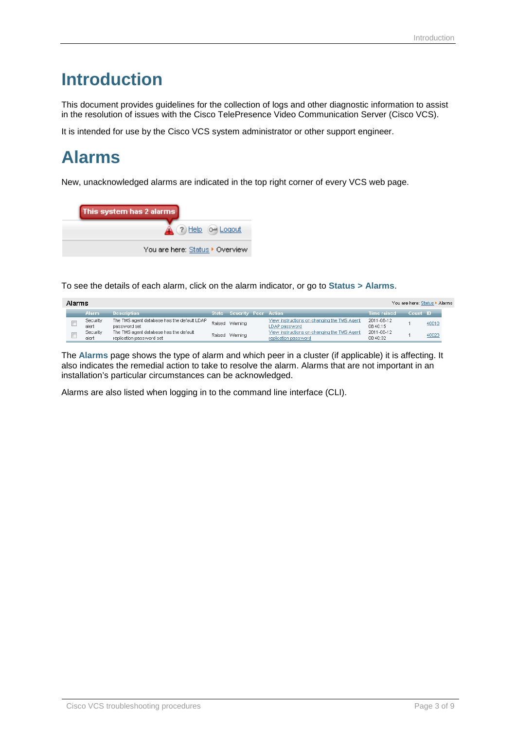# Introduction

This document provides guidelines for the collection of logs and other diagnostic information to assist in the resolution of issues with the Cisco TelePresence Video Communication Server (Cisco VCS).

It is intended for use by the Cisco VCS system administrator or other support engineer.

# Alarms

New, unacknowledged alarms are indicated in the top right corner of every VCS web page.

To see the details of each alarm, click on the alarm indicator, or go to **Status > Alarms**.

The **Alarms** page shows the type of alarm and which peer in a cluster (if applicable) it is affecting. It also indicates the remedial action to take to resolve the alarm. Alarms that are not important in an installation's particular circumstances can be acknowledged.

Alarms are also listed when logging in to the command line interface (CLI).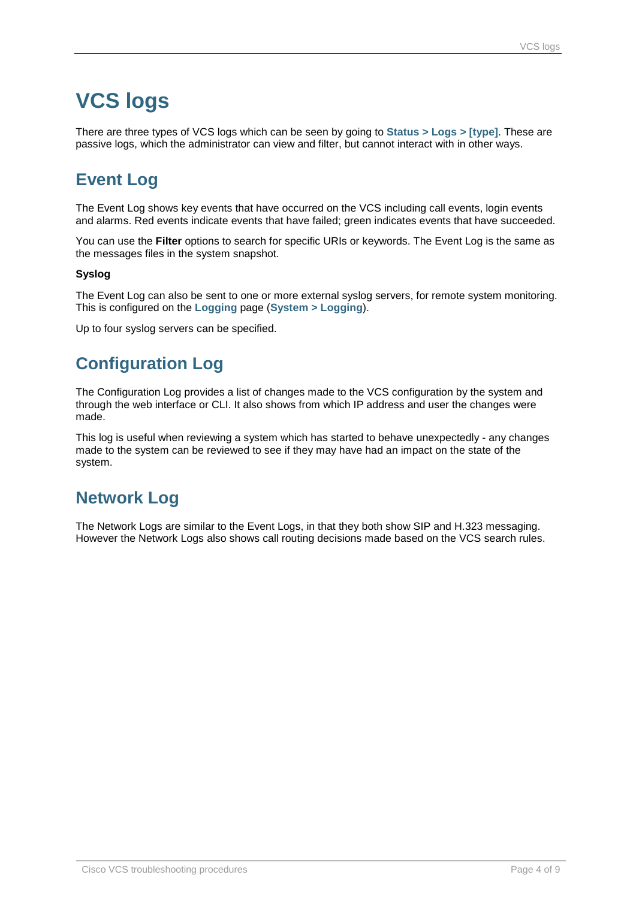# VCS logs

There are three types of VCS logs which can be seen by going to **Status > Logs > [type]**. These are passive logs, which the administrator can view and filter, but cannot interact with in other ways.

## Event Log

The Event Log shows key events that have occurred on the VCS including call events, login events and alarms. Red events indicate events that have failed; green indicates events that have succeeded.

You can use the **Filter** options to search for specific URIs or keywords. The Event Log is the same as the messages files in the system snapshot.

**Syslog**

The Event Log can also be sent to one or more external syslog servers, for remote system monitoring. This is configured on the **Logging** page (**System > Logging**).

Up to four syslog servers can be specified.

## Configuration Log

The Configuration Log provides a list of changes made to the VCS configuration by the system and through the web interface or CLI. It also shows from which IP address and user the changes were made.

This log is useful when reviewing a system which has started to behave unexpectedly - any changes made to the system can be reviewed to see if they may have had an impact on the state of the system.

## Network Log

The Network Logs are similar to the Event Logs, in that they both show SIP and H.323 messaging. However the Network Logs also shows call routing decisions made based on the VCS search rules.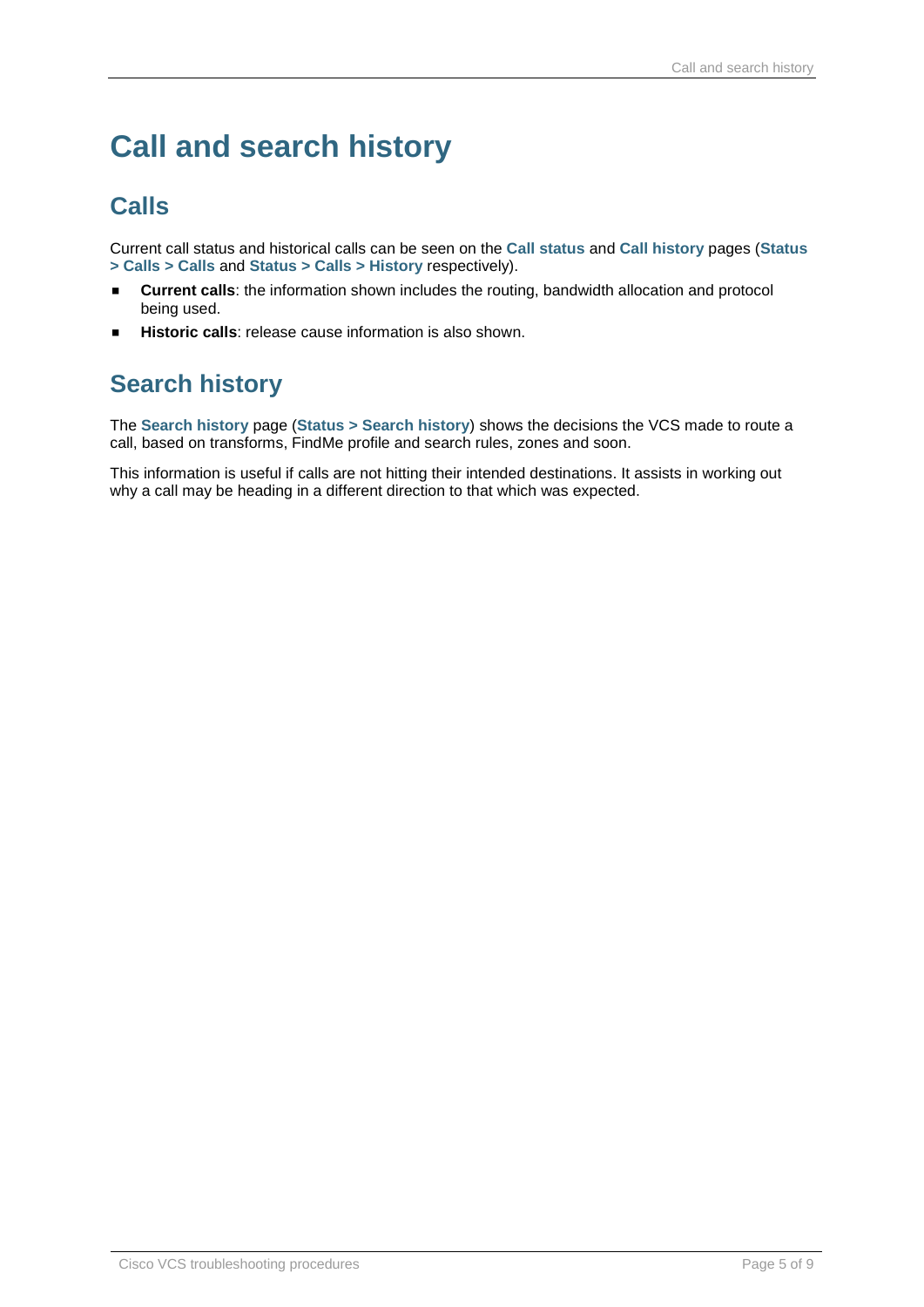# Call and search history

## Calls

Current call status and historical calls can be seen on the **Call status** and **Call history** pages (**Status > Calls > Calls** and **Status > Calls > History** respectively).

- **Current calls**: the information shown includes the routing, bandwidth allocation and protocol being used.
- **Historic calls**: release cause information is also shown.

## Search history

The **Search history** page (**Status > Search history**) shows the decisions the VCS made to route a call, based on transforms, FindMe profile and search rules, zones and soon.

This information is useful if calls are not hitting their intended destinations. It assists in working out why a call may be heading in a different direction to that which was expected.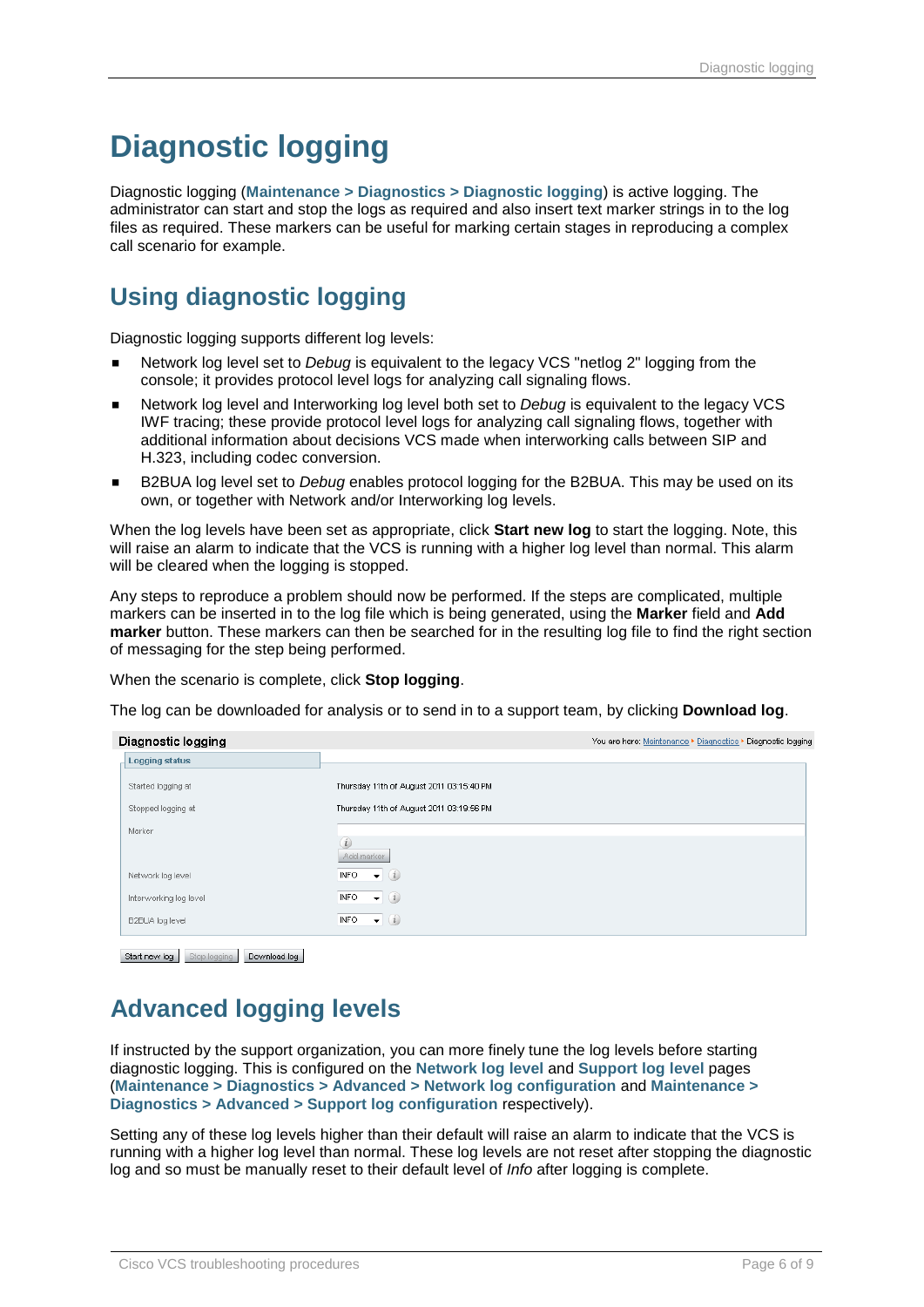# Diagnostic logging

Diagnostic logging (**Maintenance > Diagnostics > Diagnostic logging**) is active logging. The administrator can start and stop the logs as required and also insert text marker strings in to the log files as required. These markers can be useful for marking certain stages in reproducing a complex call scenario for example.

## Using diagnostic logging

Diagnostic logging supports different log levels:

- Network log level set to *Debug* is equivalent to the legacy VCS "netlog 2" logging from the console; it provides protocol level logs for analyzing call signaling flows.
- Network log level and Interworking log level both set to *Debug* is equivalent to the legacy VCS IWF tracing; these provide protocol level logs for analyzing call signaling flows, together with additional information about decisions VCS made when interworking calls between SIP and H.323, including codec conversion.
- B2BUA log level set to *Debug* enables protocol logging for the B2BUA. This may be used on its own, or together with Network and/or Interworking log levels.

When the log levels have been set as appropriate, click **Start new log** to start the logging. Note, this will raise an alarm to indicate that the VCS is running with a higher log level than normal. This alarm will be cleared when the logging is stopped.

Any steps to reproduce a problem should now be performed. If the steps are complicated, multiple markers can be inserted in to the log file which is being generated, using the **Marker** field and **Add marker** button. These markers can then be searched for in the resulting log file to find the right section of messaging for the step being performed.

When the scenario is complete, click **Stop logging**.

The log can be downloaded for analysis or to send in to a support team, by clicking **Download log**.

**Diagnostic logging** — You are here: Maintenance ▸ Diagnostics ▸ Diagnostic logging

**Logging status**

| | |
|---|---|
| Started logging at | Thursday 11th of August 2011 03:15:40 PM |
| Stopped logging at | Thursday 11th of August 2011 03:19:56 PM |
| Marker | [Add marker] |
| Network log level | INFO |
| Interworking log level | INFO |
| B2BUA log level | INFO |

[Start new log] [Stop logging] [Download log]

## Advanced logging levels

If instructed by the support organization, you can more finely tune the log levels before starting diagnostic logging. This is configured on the **Network log level** and **Support log level** pages (**Maintenance > Diagnostics > Advanced > Network log configuration** and **Maintenance > Diagnostics > Advanced > Support log configuration** respectively).

Setting any of these log levels higher than their default will raise an alarm to indicate that the VCS is running with a higher log level than normal. These log levels are not reset after stopping the diagnostic log and so must be manually reset to their default level of *Info* after logging is complete.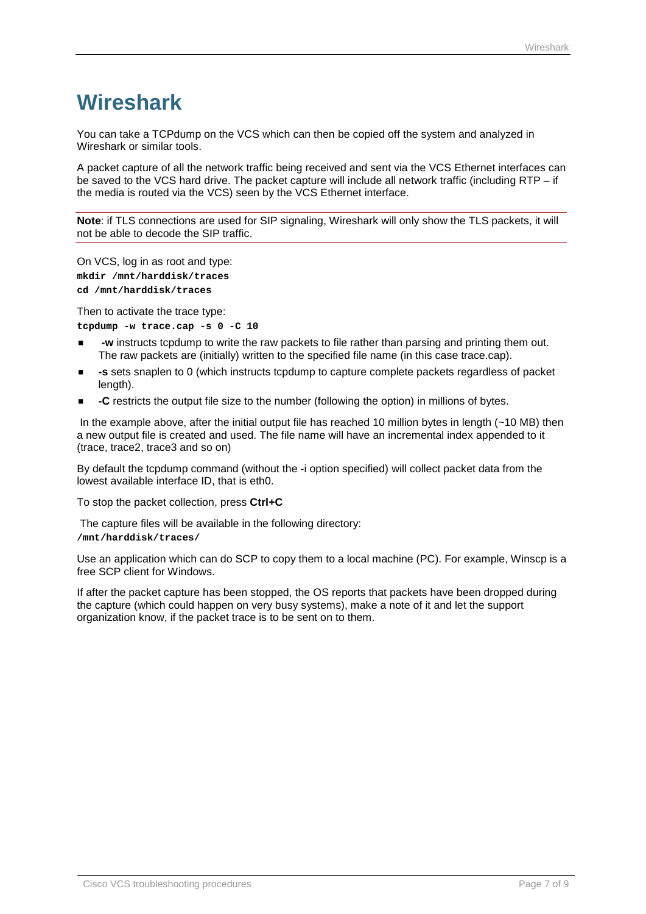# Wireshark

You can take a TCPdump on the VCS which can then be copied off the system and analyzed in Wireshark or similar tools.

A packet capture of all the network traffic being received and sent via the VCS Ethernet interfaces can be saved to the VCS hard drive. The packet capture will include all network traffic (including RTP – if the media is routed via the VCS) seen by the VCS Ethernet interface.

---

**Note**: if TLS connections are used for SIP signaling, Wireshark will only show the TLS packets, it will not be able to decode the SIP traffic.

---

On VCS, log in as root and type:

```
mkdir /mnt/harddisk/traces
cd /mnt/harddisk/traces
```

Then to activate the trace type:

```
tcpdump -w trace.cap -s 0 -C 10
```

- **-w** instructs tcpdump to write the raw packets to file rather than parsing and printing them out. The raw packets are (initially) written to the specified file name (in this case trace.cap).
- **-s** sets snaplen to 0 (which instructs tcpdump to capture complete packets regardless of packet length).
- **-C** restricts the output file size to the number (following the option) in millions of bytes.

In the example above, after the initial output file has reached 10 million bytes in length (~10 MB) then a new output file is created and used. The file name will have an incremental index appended to it (trace, trace2, trace3 and so on)

By default the tcpdump command (without the -i option specified) will collect packet data from the lowest available interface ID, that is eth0.

To stop the packet collection, press **Ctrl+C**

The capture files will be available in the following directory:
**`/mnt/harddisk/traces/`**

Use an application which can do SCP to copy them to a local machine (PC). For example, Winscp is a free SCP client for Windows.

If after the packet capture has been stopped, the OS reports that packets have been dropped during the capture (which could happen on very busy systems), make a note of it and let the support organization know, if the packet trace is to be sent on to them.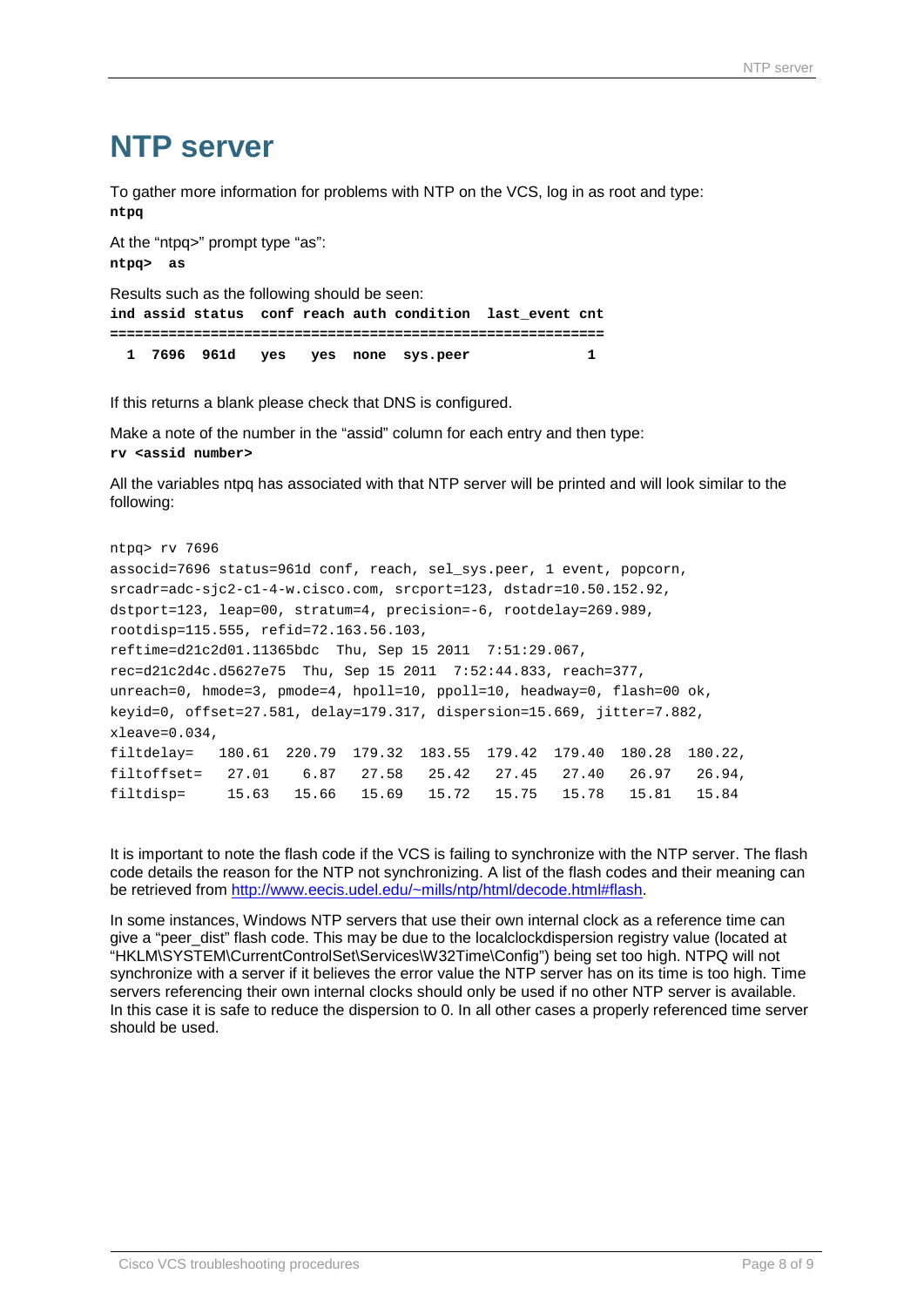# NTP server

To gather more information for problems with NTP on the VCS, log in as root and type:
**ntpq**

At the “ntpq>” prompt type “as”:
**ntpq> as**

Results such as the following should be seen:

```
ind assid status  conf reach auth condition  last_event cnt
===========================================================
  1  7696  961d    yes   yes  none  sys.peer            1
```

If this returns a blank please check that DNS is configured.

Make a note of the number in the “assid” column for each entry and then type:
**rv <assid number>**

All the variables ntpq has associated with that NTP server will be printed and will look similar to the following:

```
ntpq> rv 7696
associd=7696 status=961d conf, reach, sel_sys.peer, 1 event, popcorn,
srcadr=adc-sjc2-c1-4-w.cisco.com, srcport=123, dstadr=10.50.152.92,
dstport=123, leap=00, stratum=4, precision=-6, rootdelay=269.989,
rootdisp=115.555, refid=72.163.56.103,
reftime=d21c2d01.11365bdc  Thu, Sep 15 2011  7:51:29.067,
rec=d21c2d4c.d5627e75  Thu, Sep 15 2011  7:52:44.833, reach=377,
unreach=0, hmode=3, pmode=4, hpoll=10, ppoll=10, headway=0, flash=00 ok,
keyid=0, offset=27.581, delay=179.317, dispersion=15.669, jitter=7.882,
xleave=0.034,
filtdelay=   180.61  220.79  179.32  183.55  179.42  179.40  180.28  180.22,
filtoffset=   27.01    6.87   27.58   25.42   27.45   27.40   26.97   26.94,
filtdisp=     15.63   15.66   15.69   15.72   15.75   15.78   15.81   15.84
```

It is important to note the flash code if the VCS is failing to synchronize with the NTP server. The flash code details the reason for the NTP not synchronizing. A list of the flash codes and their meaning can be retrieved from [http://www.eecis.udel.edu/~mills/ntp/html/decode.html#flash](http://www.eecis.udel.edu/~mills/ntp/html/decode.html#flash).

In some instances, Windows NTP servers that use their own internal clock as a reference time can give a “peer_dist” flash code. This may be due to the localclockdispersion registry value (located at “HKLM\SYSTEM\CurrentControlSet\Services\W32Time\Config”) being set too high. NTPQ will not synchronize with a server if it believes the error value the NTP server has on its time is too high. Time servers referencing their own internal clocks should only be used if no other NTP server is available. In this case it is safe to reduce the dispersion to 0. In all other cases a properly referenced time server should be used.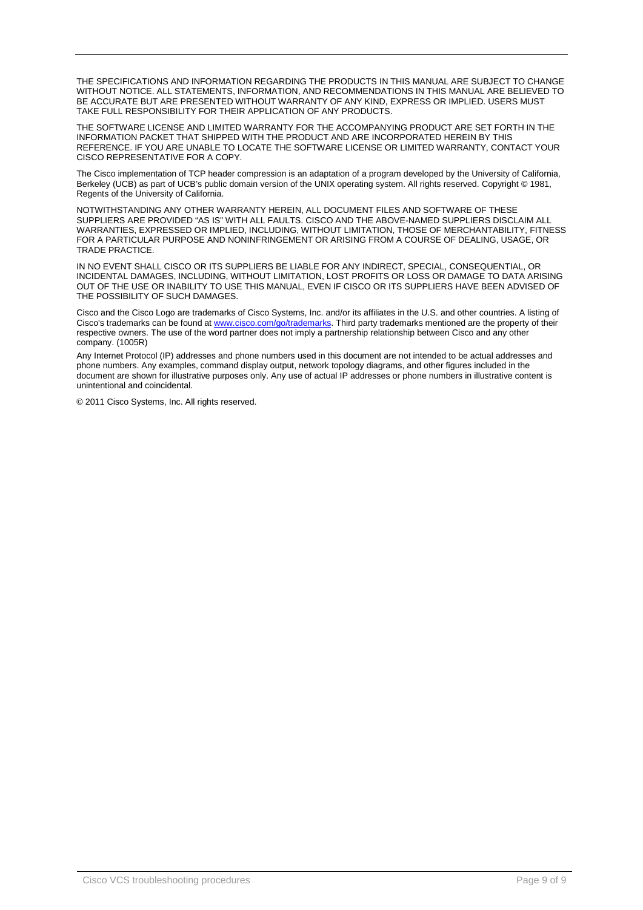THE SPECIFICATIONS AND INFORMATION REGARDING THE PRODUCTS IN THIS MANUAL ARE SUBJECT TO CHANGE WITHOUT NOTICE. ALL STATEMENTS, INFORMATION, AND RECOMMENDATIONS IN THIS MANUAL ARE BELIEVED TO BE ACCURATE BUT ARE PRESENTED WITHOUT WARRANTY OF ANY KIND, EXPRESS OR IMPLIED. USERS MUST TAKE FULL RESPONSIBILITY FOR THEIR APPLICATION OF ANY PRODUCTS.

THE SOFTWARE LICENSE AND LIMITED WARRANTY FOR THE ACCOMPANYING PRODUCT ARE SET FORTH IN THE INFORMATION PACKET THAT SHIPPED WITH THE PRODUCT AND ARE INCORPORATED HEREIN BY THIS REFERENCE. IF YOU ARE UNABLE TO LOCATE THE SOFTWARE LICENSE OR LIMITED WARRANTY, CONTACT YOUR CISCO REPRESENTATIVE FOR A COPY.

The Cisco implementation of TCP header compression is an adaptation of a program developed by the University of California, Berkeley (UCB) as part of UCB's public domain version of the UNIX operating system. All rights reserved. Copyright © 1981, Regents of the University of California.

NOTWITHSTANDING ANY OTHER WARRANTY HEREIN, ALL DOCUMENT FILES AND SOFTWARE OF THESE SUPPLIERS ARE PROVIDED "AS IS" WITH ALL FAULTS. CISCO AND THE ABOVE-NAMED SUPPLIERS DISCLAIM ALL WARRANTIES, EXPRESSED OR IMPLIED, INCLUDING, WITHOUT LIMITATION, THOSE OF MERCHANTABILITY, FITNESS FOR A PARTICULAR PURPOSE AND NONINFRINGEMENT OR ARISING FROM A COURSE OF DEALING, USAGE, OR TRADE PRACTICE.

IN NO EVENT SHALL CISCO OR ITS SUPPLIERS BE LIABLE FOR ANY INDIRECT, SPECIAL, CONSEQUENTIAL, OR INCIDENTAL DAMAGES, INCLUDING, WITHOUT LIMITATION, LOST PROFITS OR LOSS OR DAMAGE TO DATA ARISING OUT OF THE USE OR INABILITY TO USE THIS MANUAL, EVEN IF CISCO OR ITS SUPPLIERS HAVE BEEN ADVISED OF THE POSSIBILITY OF SUCH DAMAGES.

Cisco and the Cisco Logo are trademarks of Cisco Systems, Inc. and/or its affiliates in the U.S. and other countries. A listing of Cisco's trademarks can be found at [www.cisco.com/go/trademarks](http://www.cisco.com/go/trademarks). Third party trademarks mentioned are the property of their respective owners. The use of the word partner does not imply a partnership relationship between Cisco and any other company. (1005R)

Any Internet Protocol (IP) addresses and phone numbers used in this document are not intended to be actual addresses and phone numbers. Any examples, command display output, network topology diagrams, and other figures included in the document are shown for illustrative purposes only. Any use of actual IP addresses or phone numbers in illustrative content is unintentional and coincidental.

© 2011 Cisco Systems, Inc. All rights reserved.